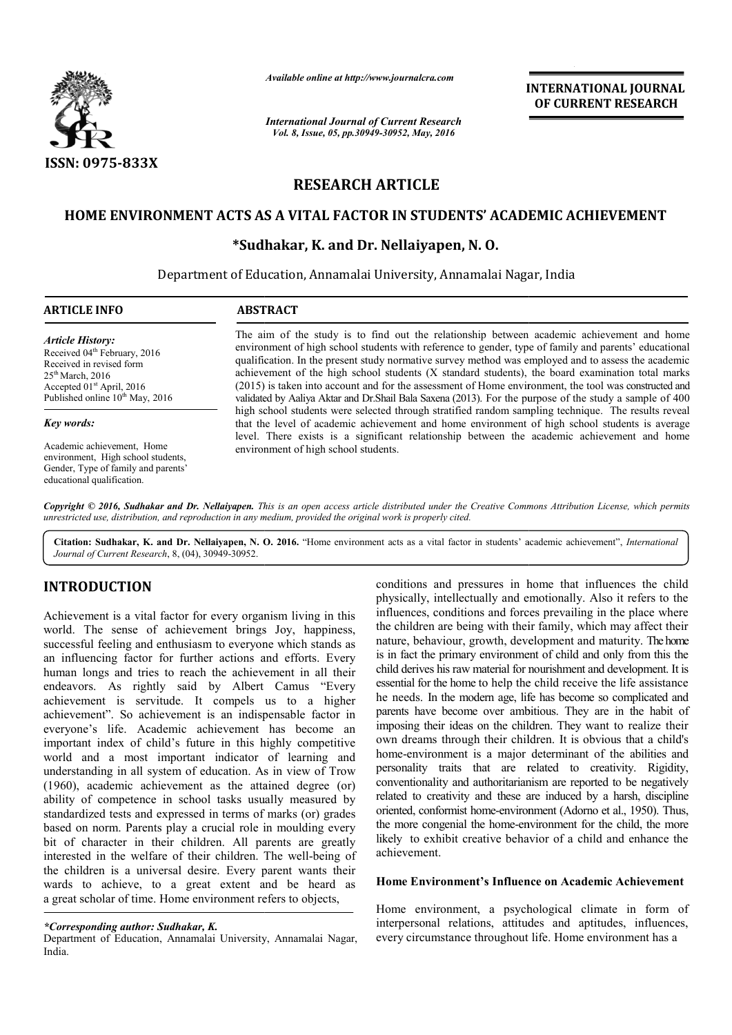*Available online at http://www.journalcra.com*

*International Journal of Current Research*

**INTERNATIONAL JOURNAL OF CURRENT RESEARCH**

ISSN: 0975-833X

# RESEARCH ARTICLE

# HOME ENVIRONMENT ACTS AS A VITAL FACTOR IN STUDENTS' ACADEMIC ACHIEVEMENT

**\*Sudhakar, K. and Dr. Nellaiyapen, N. O.**

Department of Education, Annamalai University, Annamalai Nagar, India

**ARTICLE INFO**

*Article History:*

Received 04th February, 2016
Received in revised form 25th March, 2016
Accepted 01st April, 2016
Published online 10th May, 2016

*Key words:*

Academic achievement, Home environment, High school students, Gender, Type of family and parents' educational qualification.

**ABSTRACT**

The aim of the study is to find out the relationship between academic achievement and home environment of high school students with reference to gender, type of family and parents' educational qualification. In the present study normative survey method was employed and to assess the academic achievement of the high school students (X standard students), the board examination total marks (2015) is taken into account and for the assessment of Home environment, the tool was constructed and validated by Aaliya Aktar and Dr.Shail Bala Saxena (2013). For the purpose of the study a sample of 400 high school students were selected through stratified random sampling technique. The results reveal that the level of academic achievement and home environment of high school students is average level. There exists is a significant relationship between the academic achievement and home environment of high school students.

*Copyright © 2016, Sudhakar and Dr. Nellaiyapen. This is an open access article distributed under the Creative Commons Attribution License, which permits unrestricted use, distribution, and reproduction in any medium, provided the original work is properly cited.*

**Citation: Sudhakar, K. and Dr. Nellaiyapen, N. O. 2016.** "Home environment acts as a vital factor in students' academic achievement", *International Journal of Current Research*, 8, (04), 30949-30952.

## INTRODUCTION

Achievement is a vital factor for every organism living in this world. The sense of achievement brings Joy, happiness, successful feeling and enthusiasm to everyone which stands as an influencing factor for further actions and efforts. Every human longs and tries to reach the achievement in all their endeavors. As rightly said by Albert Camus "Every achievement is servitude. It compels us to a higher achievement". So achievement is an indispensable factor in everyone's life. Academic achievement has become an important index of child's future in this highly competitive world and a most important indicator of learning and understanding in all system of education. As in view of Trow (1960), academic achievement as the attained degree (or) ability of competence in school tasks usually measured by standardized tests and expressed in terms of marks (or) grades based on norm. Parents play a crucial role in moulding every bit of character in their children. All parents are greatly interested in the welfare of their children. The well-being of the children is a universal desire. Every parent wants their wards to achieve, to a great extent and be heard as a great scholar of time. Home environment refers to objects, conditions and pressures in home that influences the child physically, intellectually and emotionally. Also it refers to the influences, conditions and forces prevailing in the place where the children are being with their family, which may affect their nature, behaviour, growth, development and maturity. The home is in fact the primary environment of child and only from this the child derives his raw material for nourishment and development. It is essential for the home to help the child receive the life assistance he needs. In the modern age, life has become so complicated and parents have become over ambitious. They are in the habit of imposing their ideas on the children. They want to realize their own dreams through their children. It is obvious that a child's home-environment is a major determinant of the abilities and personality traits that are related to creativity. Rigidity, conventionality and authoritarianism are reported to be negatively related to creativity and these are induced by a harsh, discipline oriented, conformist home-environment (Adorno et al., 1950). Thus, the more congenial the home-environment for the child, the more likely to exhibit creative behavior of a child and enhance the achievement.

### Home Environment's Influence on Academic Achievement

Home environment, a psychological climate in form of interpersonal relations, attitudes and aptitudes, influences, every circumstance throughout life. Home environment has a

*\*Corresponding author: Sudhakar, K.*
Department of Education, Annamalai University, Annamalai Nagar, India.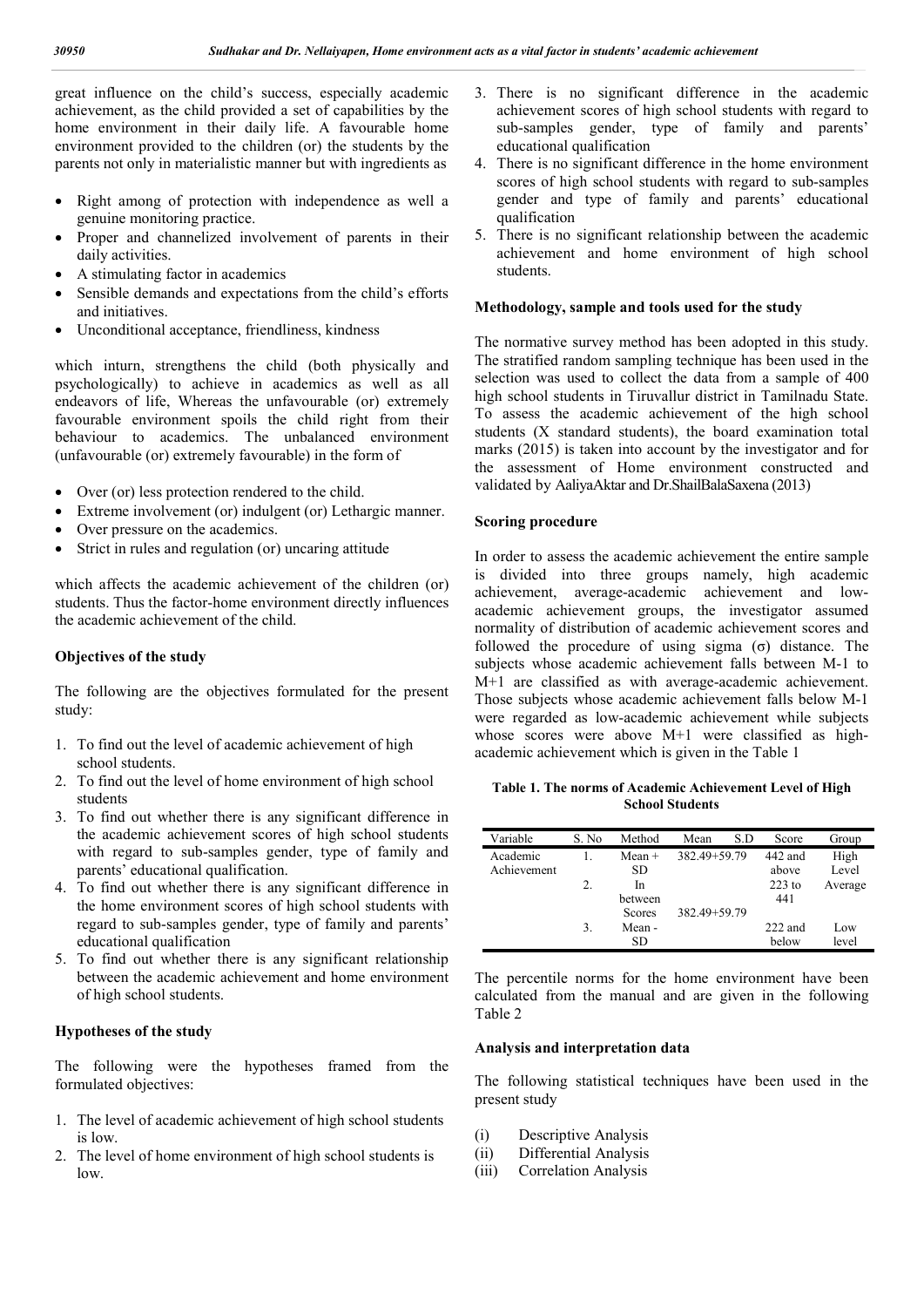great influence on the child's success, especially academic achievement, as the child provided a set of capabilities by the home environment in their daily life. A favourable home environment provided to the children (or) the students by the parents not only in materialistic manner but with ingredients as

- Right among of protection with independence as well a genuine monitoring practice.
- Proper and channelized involvement of parents in their daily activities.
- A stimulating factor in academics
- Sensible demands and expectations from the child's efforts and initiatives.
- Unconditional acceptance, friendliness, kindness

which inturn, strengthens the child (both physically and psychologically) to achieve in academics as well as all endeavors of life, Whereas the unfavourable (or) extremely favourable environment spoils the child right from their behaviour to academics. The unbalanced environment (unfavourable (or) extremely favourable) in the form of

- Over (or) less protection rendered to the child.
- Extreme involvement (or) indulgent (or) Lethargic manner.
- Over pressure on the academics.
- Strict in rules and regulation (or) uncaring attitude

which affects the academic achievement of the children (or) students. Thus the factor-home environment directly influences the academic achievement of the child.

### Objectives of the study

The following are the objectives formulated for the present study:

1. To find out the level of academic achievement of high school students.
2. To find out the level of home environment of high school students
3. To find out whether there is any significant difference in the academic achievement scores of high school students with regard to sub-samples gender, type of family and parents' educational qualification.
4. To find out whether there is any significant difference in the home environment scores of high school students with regard to sub-samples gender, type of family and parents' educational qualification
5. To find out whether there is any significant relationship between the academic achievement and home environment of high school students.

### Hypotheses of the study

The following were the hypotheses framed from the formulated objectives:

1. The level of academic achievement of high school students is low.
2. The level of home environment of high school students is low.
3. There is no significant difference in the academic achievement scores of high school students with regard to sub-samples gender, type of family and parents' educational qualification
4. There is no significant difference in the home environment scores of high school students with regard to sub-samples gender and type of family and parents' educational qualification
5. There is no significant relationship between the academic achievement and home environment of high school students.

### Methodology, sample and tools used for the study

The normative survey method has been adopted in this study. The stratified random sampling technique has been used in the selection was used to collect the data from a sample of 400 high school students in Tiruvallur district in Tamilnadu State. To assess the academic achievement of the high school students (X standard students), the board examination total marks (2015) is taken into account by the investigator and for the assessment of Home environment constructed and validated by AaliyaAktar and Dr.ShailBalaSaxena (2013)

### Scoring procedure

In order to assess the academic achievement the entire sample is divided into three groups namely, high academic achievement, average-academic achievement and low-academic achievement groups, the investigator assumed normality of distribution of academic achievement scores and followed the procedure of using sigma (σ) distance. The subjects whose academic achievement falls between M-1 to M+1 are classified as with average-academic achievement. Those subjects whose academic achievement falls below M-1 were regarded as low-academic achievement while subjects whose scores were above M+1 were classified as high-academic achievement which is given in the Table 1

**Table 1. The norms of Academic Achievement Level of High School Students**

| Variable | S. No | Method | Mean S.D | Score | Group |
|---|---|---|---|---|---|
| Academic Achievement | 1. | Mean + SD | 382.49+59.79 | 442 and above | High Level |
| | 2. | In between Scores | 382.49+59.79 | 223 to 441 | Average |
| | 3. | Mean - SD | | 222 and below | Low level |

The percentile norms for the home environment have been calculated from the manual and are given in the following Table 2

### Analysis and interpretation data

The following statistical techniques have been used in the present study

(i) Descriptive Analysis
(ii) Differential Analysis
(iii) Correlation Analysis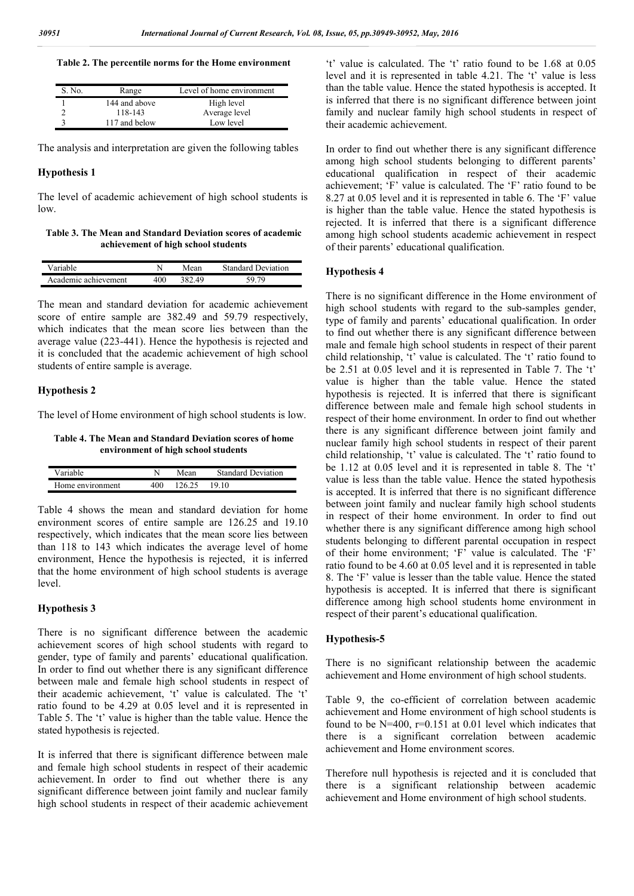**Table 2. The percentile norms for the Home environment**

| S. No. | Range | Level of home environment |
|---|---|---|
| 1 | 144 and above | High level |
| 2 | 118-143 | Average level |
| 3 | 117 and below | Low level |

The analysis and interpretation are given the following tables

## Hypothesis 1

The level of academic achievement of high school students is low.

**Table 3. The Mean and Standard Deviation scores of academic achievement of high school students**

| Variable | N | Mean | Standard Deviation |
|---|---|---|---|
| Academic achievement | 400 | 382.49 | 59.79 |

The mean and standard deviation for academic achievement score of entire sample are 382.49 and 59.79 respectively, which indicates that the mean score lies between than the average value (223-441). Hence the hypothesis is rejected and it is concluded that the academic achievement of high school students of entire sample is average.

## Hypothesis 2

The level of Home environment of high school students is low.

**Table 4. The Mean and Standard Deviation scores of home environment of high school students**

| Variable | N | Mean | Standard Deviation |
|---|---|---|---|
| Home environment | 400 | 126.25 | 19.10 |

Table 4 shows the mean and standard deviation for home environment scores of entire sample are 126.25 and 19.10 respectively, which indicates that the mean score lies between than 118 to 143 which indicates the average level of home environment, Hence the hypothesis is rejected, it is inferred that the home environment of high school students is average level.

## Hypothesis 3

There is no significant difference between the academic achievement scores of high school students with regard to gender, type of family and parents' educational qualification. In order to find out whether there is any significant difference between male and female high school students in respect of their academic achievement, 't' value is calculated. The 't' ratio found to be 4.29 at 0.05 level and it is represented in Table 5. The 't' value is higher than the table value. Hence the stated hypothesis is rejected.

It is inferred that there is significant difference between male and female high school students in respect of their academic achievement. In order to find out whether there is any significant difference between joint family and nuclear family high school students in respect of their academic achievement 't' value is calculated. The 't' ratio found to be 1.68 at 0.05 level and it is represented in table 4.21. The 't' value is less than the table value. Hence the stated hypothesis is accepted. It is inferred that there is no significant difference between joint family and nuclear family high school students in respect of their academic achievement.

In order to find out whether there is any significant difference among high school students belonging to different parents' educational qualification in respect of their academic achievement; 'F' value is calculated. The 'F' ratio found to be 8.27 at 0.05 level and it is represented in table 6. The 'F' value is higher than the table value. Hence the stated hypothesis is rejected. It is inferred that there is a significant difference among high school students academic achievement in respect of their parents' educational qualification.

## Hypothesis 4

There is no significant difference in the Home environment of high school students with regard to the sub-samples gender, type of family and parents' educational qualification. In order to find out whether there is any significant difference between male and female high school students in respect of their parent child relationship, 't' value is calculated. The 't' ratio found to be 2.51 at 0.05 level and it is represented in Table 7. The 't' value is higher than the table value. Hence the stated hypothesis is rejected. It is inferred that there is significant difference between male and female high school students in respect of their home environment. In order to find out whether there is any significant difference between joint family and nuclear family high school students in respect of their parent child relationship, 't' value is calculated. The 't' ratio found to be 1.12 at 0.05 level and it is represented in table 8. The 't' value is less than the table value. Hence the stated hypothesis is accepted. It is inferred that there is no significant difference between joint family and nuclear family high school students in respect of their home environment. In order to find out whether there is any significant difference among high school students belonging to different parental occupation in respect of their home environment; 'F' value is calculated. The 'F' ratio found to be 4.60 at 0.05 level and it is represented in table 8. The 'F' value is lesser than the table value. Hence the stated hypothesis is accepted. It is inferred that there is significant difference among high school students home environment in respect of their parent's educational qualification.

## Hypothesis-5

There is no significant relationship between the academic achievement and Home environment of high school students.

Table 9, the co-efficient of correlation between academic achievement and Home environment of high school students is found to be N=400, r=0.151 at 0.01 level which indicates that there is a significant correlation between academic achievement and Home environment scores.

Therefore null hypothesis is rejected and it is concluded that there is a significant relationship between academic achievement and Home environment of high school students.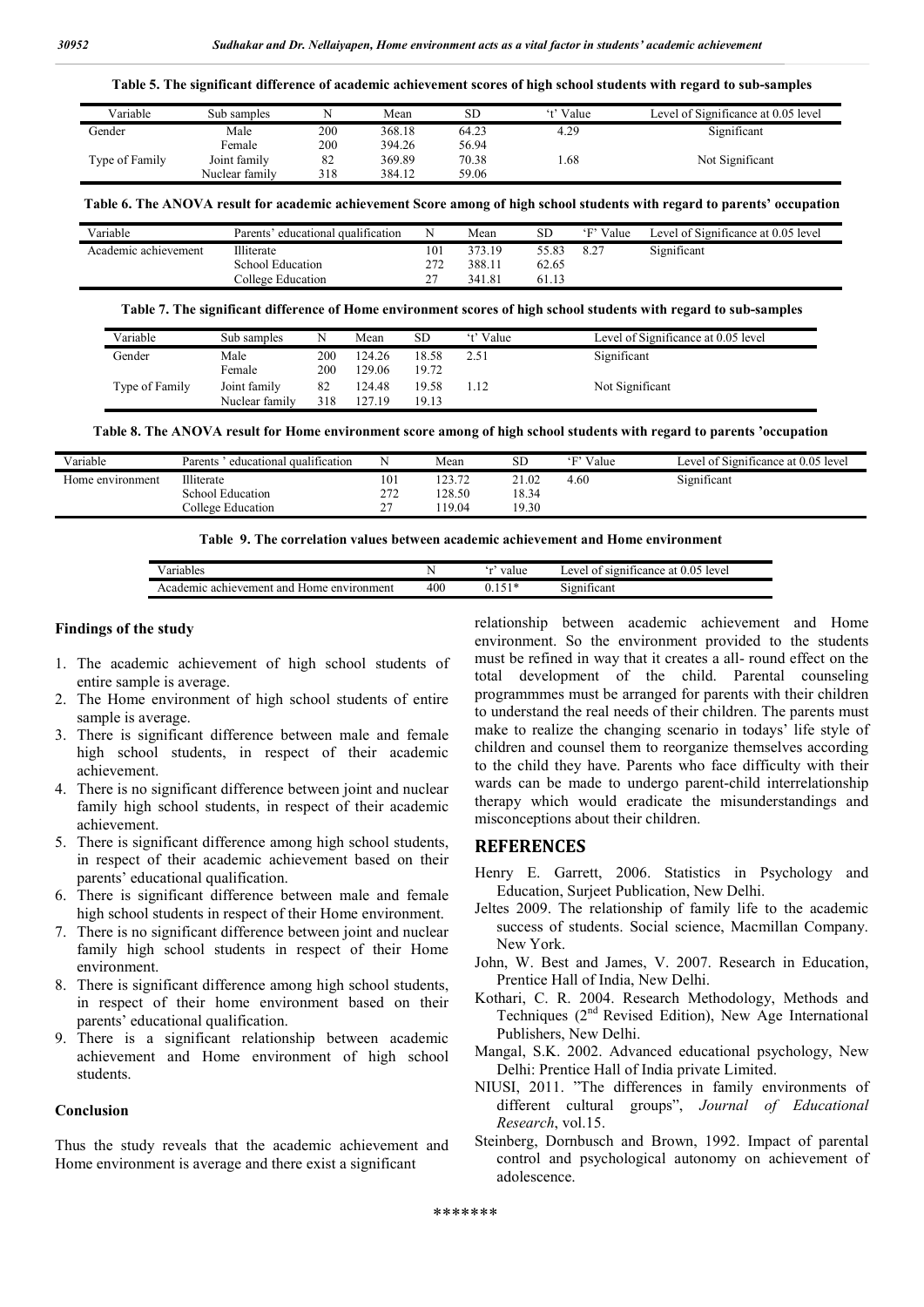**Table 5. The significant difference of academic achievement scores of high school students with regard to sub-samples**

| Variable | Sub samples | N | Mean | SD | 't' Value | Level of Significance at 0.05 level |
|---|---|---|---|---|---|---|
| Gender | Male | 200 | 368.18 | 64.23 | 4.29 | Significant |
| | Female | 200 | 394.26 | 56.94 | | |
| Type of Family | Joint family | 82 | 369.89 | 70.38 | 1.68 | Not Significant |
| | Nuclear family | 318 | 384.12 | 59.06 | | |

**Table 6. The ANOVA result for academic achievement Score among of high school students with regard to parents' occupation**

| Variable | Parents' educational qualification | N | Mean | SD | 'F' Value | Level of Significance at 0.05 level |
|---|---|---|---|---|---|---|
| Academic achievement | Illiterate | 101 | 373.19 | 55.83 | 8.27 | Significant |
| | School Education | 272 | 388.11 | 62.65 | | |
| | College Education | 27 | 341.81 | 61.13 | | |

**Table 7. The significant difference of Home environment scores of high school students with regard to sub-samples**

| Variable | Sub samples | N | Mean | SD | 't' Value | Level of Significance at 0.05 level |
|---|---|---|---|---|---|---|
| Gender | Male | 200 | 124.26 | 18.58 | 2.51 | Significant |
| | Female | 200 | 129.06 | 19.72 | | |
| Type of Family | Joint family | 82 | 124.48 | 19.58 | 1.12 | Not Significant |
| | Nuclear family | 318 | 127.19 | 19.13 | | |

**Table 8. The ANOVA result for Home environment score among of high school students with regard to parents 'occupation**

| Variable | Parents ' educational qualification | N | Mean | SD | 'F' Value | Level of Significance at 0.05 level |
|---|---|---|---|---|---|---|
| Home environment | Illiterate | 101 | 123.72 | 21.02 | 4.60 | Significant |
| | School Education | 272 | 128.50 | 18.34 | | |
| | College Education | 27 | 119.04 | 19.30 | | |

**Table 9. The correlation values between academic achievement and Home environment**

| Variables | N | 'r' value | Level of significance at 0.05 level |
|---|---|---|---|
| Academic achievement and Home environment | 400 | 0.151* | Significant |

### Findings of the study

1. The academic achievement of high school students of entire sample is average.
2. The Home environment of high school students of entire sample is average.
3. There is significant difference between male and female high school students, in respect of their academic achievement.
4. There is no significant difference between joint and nuclear family high school students, in respect of their academic achievement.
5. There is significant difference among high school students, in respect of their academic achievement based on their parents' educational qualification.
6. There is significant difference between male and female high school students in respect of their Home environment.
7. There is no significant difference between joint and nuclear family high school students in respect of their Home environment.
8. There is significant difference among high school students, in respect of their home environment based on their parents' educational qualification.
9. There is a significant relationship between academic achievement and Home environment of high school students.

### Conclusion

Thus the study reveals that the academic achievement and Home environment is average and there exist a significant relationship between academic achievement and Home environment. So the environment provided to the students must be refined in way that it creates a all- round effect on the total development of the child. Parental counseling programmmes must be arranged for parents with their children to understand the real needs of their children. The parents must make to realize the changing scenario in todays' life style of children and counsel them to reorganize themselves according to the child they have. Parents who face difficulty with their wards can be made to undergo parent-child interrelationship therapy which would eradicate the misunderstandings and misconceptions about their children.

## REFERENCES

Henry E. Garrett, 2006. Statistics in Psychology and Education, Surjeet Publication, New Delhi.

Jeltes 2009. The relationship of family life to the academic success of students. Social science, Macmillan Company. New York.

John, W. Best and James, V. 2007. Research in Education, Prentice Hall of India, New Delhi.

Kothari, C. R. 2004. Research Methodology, Methods and Techniques (2nd Revised Edition), New Age International Publishers, New Delhi.

Mangal, S.K. 2002. Advanced educational psychology, New Delhi: Prentice Hall of India private Limited.

NIUSI, 2011. "The differences in family environments of different cultural groups", *Journal of Educational Research*, vol.15.

Steinberg, Dornbusch and Brown, 1992. Impact of parental control and psychological autonomy on achievement of adolescence.

\*\*\*\*\*\*\*